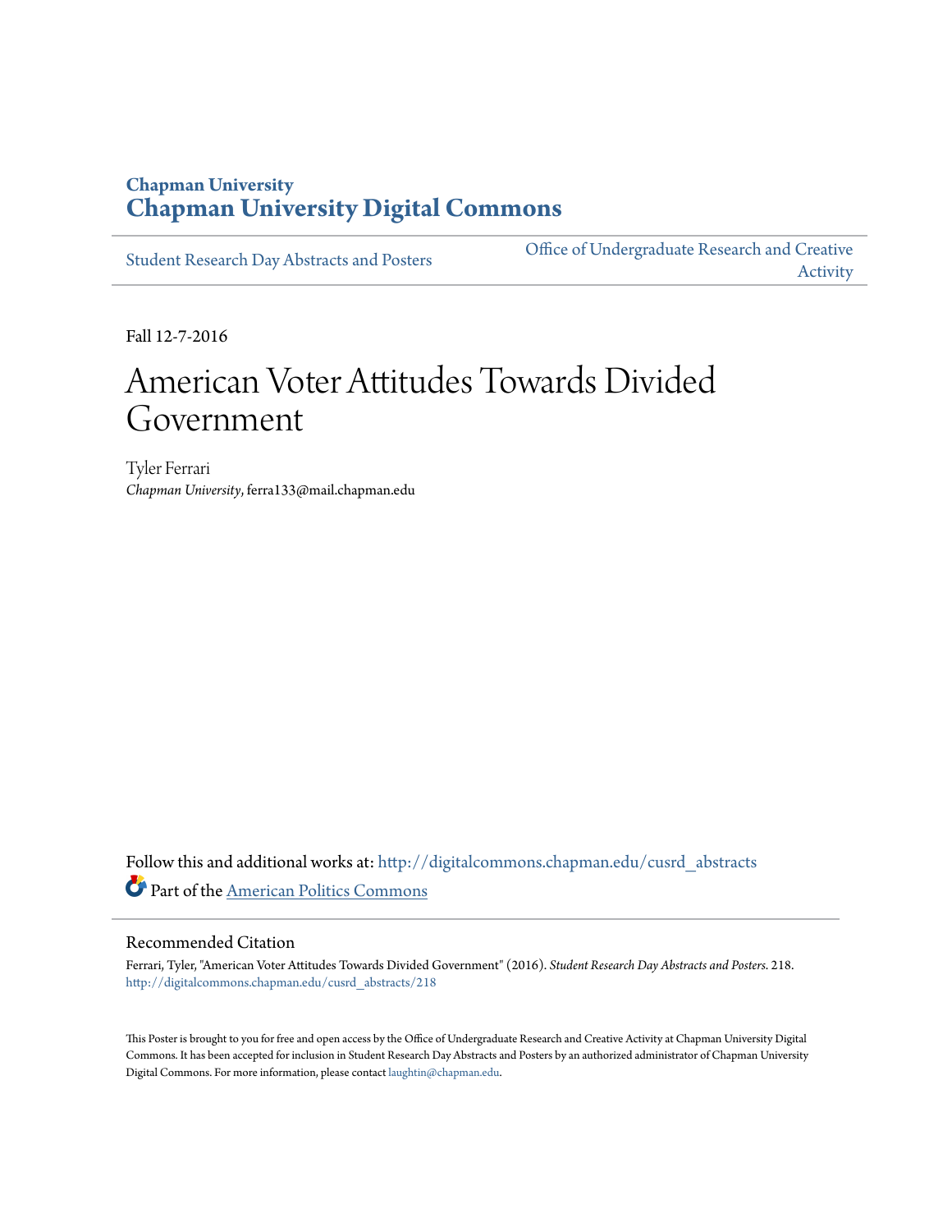Chapman University

# Chapman University Digital Commons

Student Research Day Abstracts and Posters

Office of Undergraduate Research and Creative Activity

Fall 12-7-2016

# American Voter Attitudes Towards Divided Government

Tyler Ferrari

*Chapman University*, ferra133@mail.chapman.edu

Follow this and additional works at: http://digitalcommons.chapman.edu/cusrd_abstracts

Part of the American Politics Commons

## Recommended Citation

Ferrari, Tyler, "American Voter Attitudes Towards Divided Government" (2016). *Student Research Day Abstracts and Posters*. 218.
http://digitalcommons.chapman.edu/cusrd_abstracts/218

This Poster is brought to you for free and open access by the Office of Undergraduate Research and Creative Activity at Chapman University Digital Commons. It has been accepted for inclusion in Student Research Day Abstracts and Posters by an authorized administrator of Chapman University Digital Commons. For more information, please contact laughtin@chapman.edu.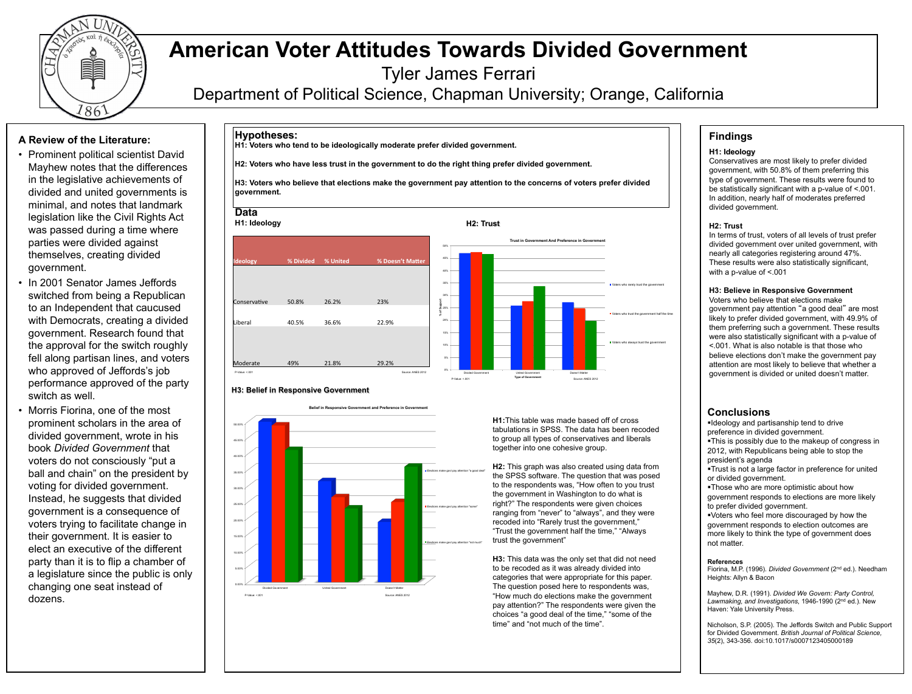# American Voter Attitudes Towards Divided Government

Tyler James Ferrari

Department of Political Science, Chapman University; Orange, California

## A Review of the Literature:

- Prominent political scientist David Mayhew notes that the differences in the legislative achievements of divided and united governments is minimal, and notes that landmark legislation like the Civil Rights Act was passed during a time where parties were divided against themselves, creating divided government.
- In 2001 Senator James Jeffords switched from being a Republican to an Independent that caucused with Democrats, creating a divided government. Research found that the approval for the switch roughly fell along partisan lines, and voters who approved of Jeffords's job performance approved of the party switch as well.
- Morris Fiorina, one of the most prominent scholars in the area of divided government, wrote in his book *Divided Government* that voters do not consciously "put a ball and chain" on the president by voting for divided government. Instead, he suggests that divided government is a consequence of voters trying to facilitate change in their government. It is easier to elect an executive of the different party than it is to flip a chamber of a legislature since the public is only changing one seat instead of dozens.

## Hypotheses:

**H1: Voters who tend to be ideologically moderate prefer divided government.**

**H2: Voters who have less trust in the government to do the right thing prefer divided government.**

**H3: Voters who believe that elections make the government pay attention to the concerns of voters prefer divided government.**

## Data

### H1: Ideology

| Ideology | % Divided | % United | % Doesn't Matter |
|---|---|---|---|
| Conservative | 50.8% | 26.2% | 23% |
| Liberal | 40.5% | 36.6% | 22.9% |
| Moderate | 49% | 21.8% | 29.2% |

P-Value: <.001

Source: ANES 2012

### H2: Trust

Trust in Government And Preference in Government

50% 45% 40% 35% 30% 25% 20% 15% 10% 5% 0%

% of Support

Divided Government, United Government, Doesn't Matter

Type of Government

Voters who rarely trust the government

Voters who trust the government half the time

Voters who always trust the government

P-Value: <.001

Source: ANES 2012

### H3: Belief in Responsive Government

Belief in Responsive Government and Preference in Government

50.00% 45.00% 40.00% 35.00% 30.00% 25.00% 20.00% 15.00% 10.00% 5.00% 0.00%

Divided Government, United Government, Doesn't Matter

Elections make govt pay attention "a good deal"

Elections make govt pay attention "some"

Elections make govt pay attention "not much"

P-Value: <.001

Source: ANES 2012

**H1:** This table was made based off of cross tabulations in SPSS. The data has been recoded to group all types of conservatives and liberals together into one cohesive group.

**H2:** This graph was also created using data from the SPSS software. The question that was posed to the respondents was, "How often to you trust the government in Washington to do what is right?" The respondents were given choices ranging from "never" to "always", and they were recoded into "Rarely trust the government," "Trust the government half the time," "Always trust the government"

**H3:** This data was the only set that did not need to be recoded as it was already divided into categories that were appropriate for this paper. The question posed here to respondents was, "How much do elections make the government pay attention?" The respondents were given the choices "a good deal of the time," "some of the time" and "not much of the time".

## Findings

### H1: Ideology

Conservatives are most likely to prefer divided government, with 50.8% of them preferring this type of government. These results were found to be statistically significant with a p-value of <.001. In addition, nearly half of moderates preferred divided government.

### H2: Trust

In terms of trust, voters of all levels of trust prefer divided government over united government, with nearly all categories registering around 47%. These results were also statistically significant, with a p-value of <.001

### H3: Believe in Responsive Government

Voters who believe that elections make government pay attention "a good deal" are most likely to prefer divided government, with 49.9% of them preferring such a government. These results were also statistically significant with a p-value of <.001. What is also notable is that those who believe elections don't make the government pay attention are most likely to believe that whether a government is divided or united doesn't matter.

## Conclusions

- Ideology and partisanship tend to drive preference in divided government.
- This is possibly due to the makeup of congress in 2012, with Republicans being able to stop the president's agenda
- Trust is not a large factor in preference for united or divided government.
- Those who are more optimistic about how government responds to elections are more likely to prefer divided government.
- Voters who feel more discouraged by how the government responds to election outcomes are more likely to think the type of government does not matter.

### References

Fiorina, M.P. (1996). *Divided Government* (2nd ed.). Needham Heights: Allyn & Bacon

Mayhew, D.R. (1991). *Divided We Govern: Party Control, Lawmaking, and Investigations*, 1946-1990 (2nd ed.). New Haven: Yale University Press.

Nicholson, S.P. (2005). The Jeffords Switch and Public Support for Divided Government. *British Journal of Political Science, 35*(2), 343-356. doi:10.1017/s0007123405000189